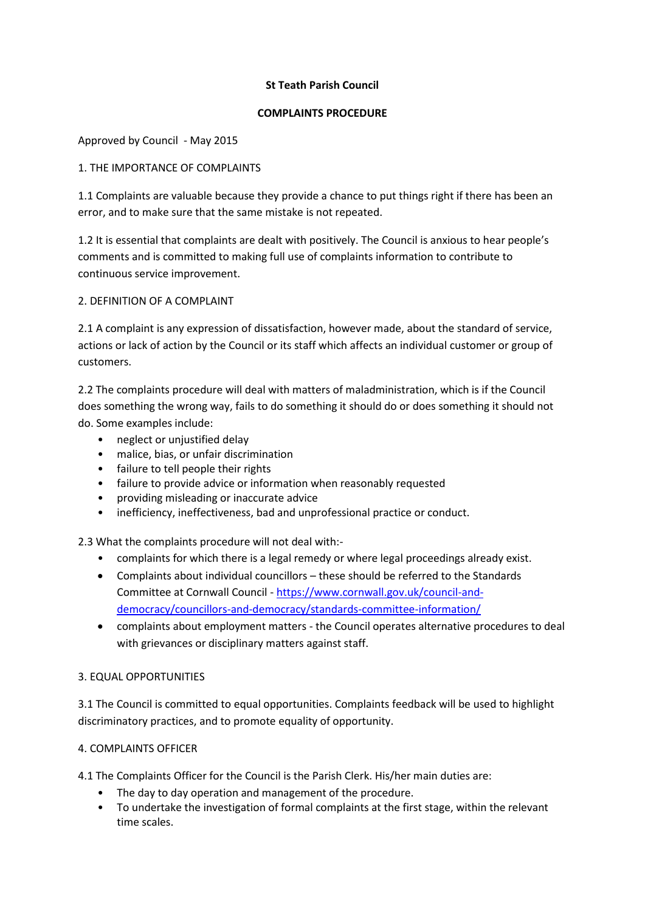# St Teath Parish Council

## COMPLAINTS PROCEDURE

Approved by Council - May 2015

### 1. THE IMPORTANCE OF COMPLAINTS

1.1 Complaints are valuable because they provide a chance to put things right if there has been an error, and to make sure that the same mistake is not repeated.

1.2 It is essential that complaints are dealt with positively. The Council is anxious to hear people's comments and is committed to making full use of complaints information to contribute to continuous service improvement.

### 2. DEFINITION OF A COMPLAINT

2.1 A complaint is any expression of dissatisfaction, however made, about the standard of service, actions or lack of action by the Council or its staff which affects an individual customer or group of customers.

2.2 The complaints procedure will deal with matters of maladministration, which is if the Council does something the wrong way, fails to do something it should do or does something it should not do. Some examples include:

- neglect or unjustified delay
- malice, bias, or unfair discrimination
- failure to tell people their rights
- failure to provide advice or information when reasonably requested
- providing misleading or inaccurate advice
- inefficiency, ineffectiveness, bad and unprofessional practice or conduct.

2.3 What the complaints procedure will not deal with:-

- complaints for which there is a legal remedy or where legal proceedings already exist.
- Complaints about individual councillors – these should be referred to the Standards Committee at Cornwall Council - [https://www.cornwall.gov.uk/council-and-democracy/councillors-and-democracy/standards-committee-information/](https://www.cornwall.gov.uk/council-and-democracy/councillors-and-democracy/standards-committee-information/)
- complaints about employment matters - the Council operates alternative procedures to deal with grievances or disciplinary matters against staff.

### 3. EQUAL OPPORTUNITIES

3.1 The Council is committed to equal opportunities. Complaints feedback will be used to highlight discriminatory practices, and to promote equality of opportunity.

### 4. COMPLAINTS OFFICER

4.1 The Complaints Officer for the Council is the Parish Clerk. His/her main duties are:

- The day to day operation and management of the procedure.
- To undertake the investigation of formal complaints at the first stage, within the relevant time scales.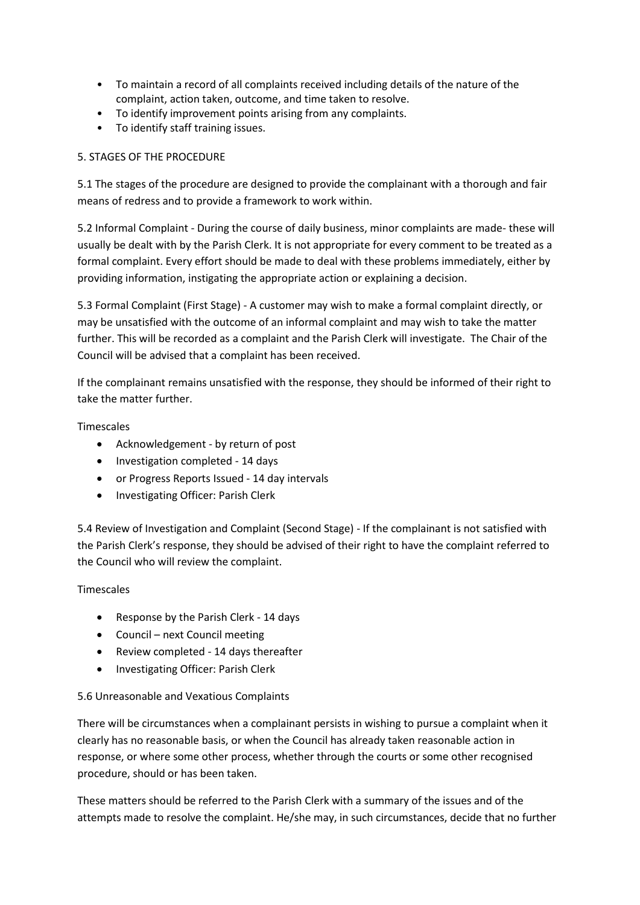- To maintain a record of all complaints received including details of the nature of the complaint, action taken, outcome, and time taken to resolve.
- To identify improvement points arising from any complaints.
- To identify staff training issues.

## 5. STAGES OF THE PROCEDURE

5.1 The stages of the procedure are designed to provide the complainant with a thorough and fair means of redress and to provide a framework to work within.

5.2 Informal Complaint - During the course of daily business, minor complaints are made- these will usually be dealt with by the Parish Clerk. It is not appropriate for every comment to be treated as a formal complaint. Every effort should be made to deal with these problems immediately, either by providing information, instigating the appropriate action or explaining a decision.

5.3 Formal Complaint (First Stage) - A customer may wish to make a formal complaint directly, or may be unsatisfied with the outcome of an informal complaint and may wish to take the matter further. This will be recorded as a complaint and the Parish Clerk will investigate. The Chair of the Council will be advised that a complaint has been received.

If the complainant remains unsatisfied with the response, they should be informed of their right to take the matter further.

Timescales

- Acknowledgement - by return of post
- Investigation completed - 14 days
- or Progress Reports Issued - 14 day intervals
- Investigating Officer: Parish Clerk

5.4 Review of Investigation and Complaint (Second Stage) - If the complainant is not satisfied with the Parish Clerk's response, they should be advised of their right to have the complaint referred to the Council who will review the complaint.

Timescales

- Response by the Parish Clerk - 14 days
- Council – next Council meeting
- Review completed - 14 days thereafter
- Investigating Officer: Parish Clerk

5.6 Unreasonable and Vexatious Complaints

There will be circumstances when a complainant persists in wishing to pursue a complaint when it clearly has no reasonable basis, or when the Council has already taken reasonable action in response, or where some other process, whether through the courts or some other recognised procedure, should or has been taken.

These matters should be referred to the Parish Clerk with a summary of the issues and of the attempts made to resolve the complaint. He/she may, in such circumstances, decide that no further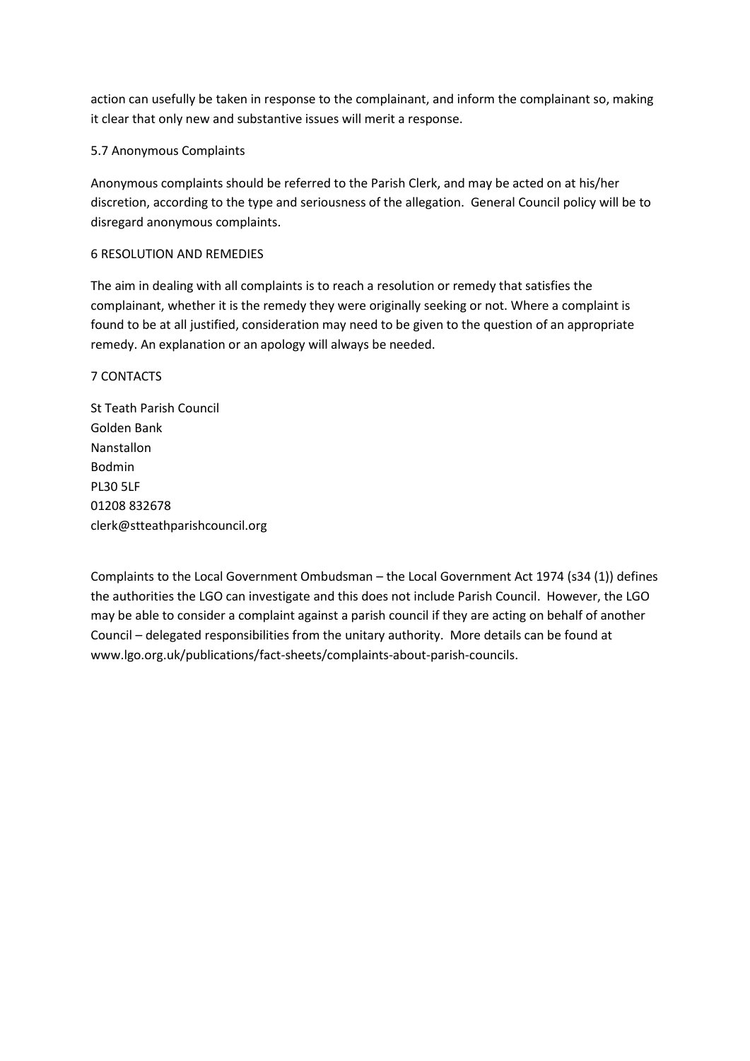action can usefully be taken in response to the complainant, and inform the complainant so, making it clear that only new and substantive issues will merit a response.

### 5.7 Anonymous Complaints

Anonymous complaints should be referred to the Parish Clerk, and may be acted on at his/her discretion, according to the type and seriousness of the allegation. General Council policy will be to disregard anonymous complaints.

## 6 RESOLUTION AND REMEDIES

The aim in dealing with all complaints is to reach a resolution or remedy that satisfies the complainant, whether it is the remedy they were originally seeking or not. Where a complaint is found to be at all justified, consideration may need to be given to the question of an appropriate remedy. An explanation or an apology will always be needed.

## 7 CONTACTS

St Teath Parish Council  
Golden Bank  
Nanstallon  
Bodmin  
PL30 5LF  
01208 832678  
clerk@stteathparishcouncil.org

Complaints to the Local Government Ombudsman – the Local Government Act 1974 (s34 (1)) defines the authorities the LGO can investigate and this does not include Parish Council. However, the LGO may be able to consider a complaint against a parish council if they are acting on behalf of another Council – delegated responsibilities from the unitary authority. More details can be found at www.lgo.org.uk/publications/fact-sheets/complaints-about-parish-councils.